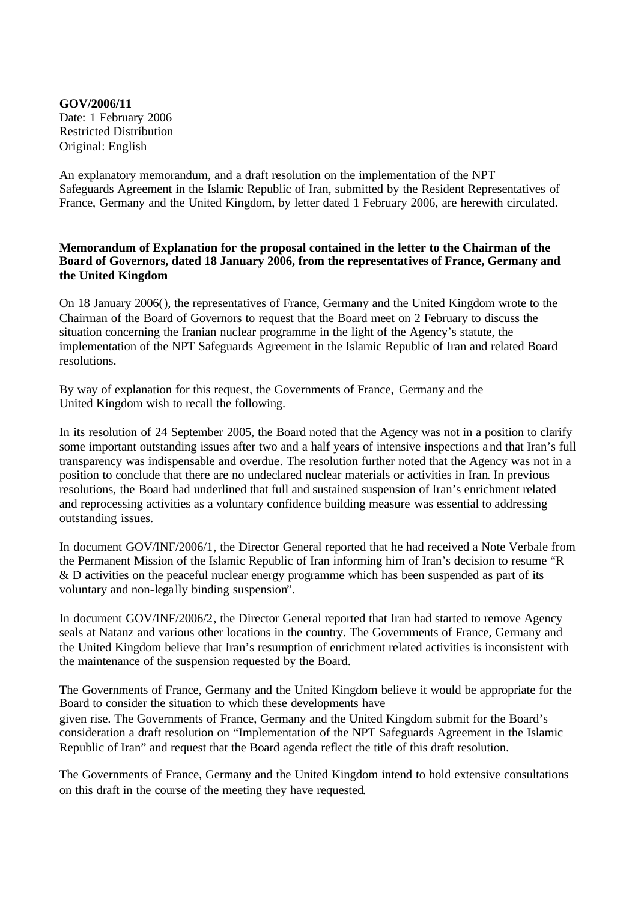**GOV/2006/11**
Date: 1 February 2006
Restricted Distribution
Original: English

An explanatory memorandum, and a draft resolution on the implementation of the NPT Safeguards Agreement in the Islamic Republic of Iran, submitted by the Resident Representatives of France, Germany and the United Kingdom, by letter dated 1 February 2006, are herewith circulated.

**Memorandum of Explanation for the proposal contained in the letter to the Chairman of the Board of Governors, dated 18 January 2006, from the representatives of France, Germany and the United Kingdom**

On 18 January 2006(), the representatives of France, Germany and the United Kingdom wrote to the Chairman of the Board of Governors to request that the Board meet on 2 February to discuss the situation concerning the Iranian nuclear programme in the light of the Agency's statute, the implementation of the NPT Safeguards Agreement in the Islamic Republic of Iran and related Board resolutions.

By way of explanation for this request, the Governments of France, Germany and the United Kingdom wish to recall the following.

In its resolution of 24 September 2005, the Board noted that the Agency was not in a position to clarify some important outstanding issues after two and a half years of intensive inspections and that Iran's full transparency was indispensable and overdue. The resolution further noted that the Agency was not in a position to conclude that there are no undeclared nuclear materials or activities in Iran. In previous resolutions, the Board had underlined that full and sustained suspension of Iran's enrichment related and reprocessing activities as a voluntary confidence building measure was essential to addressing outstanding issues.

In document GOV/INF/2006/1, the Director General reported that he had received a Note Verbale from the Permanent Mission of the Islamic Republic of Iran informing him of Iran's decision to resume "R & D activities on the peaceful nuclear energy programme which has been suspended as part of its voluntary and non-legally binding suspension".

In document GOV/INF/2006/2, the Director General reported that Iran had started to remove Agency seals at Natanz and various other locations in the country. The Governments of France, Germany and the United Kingdom believe that Iran's resumption of enrichment related activities is inconsistent with the maintenance of the suspension requested by the Board.

The Governments of France, Germany and the United Kingdom believe it would be appropriate for the Board to consider the situation to which these developments have given rise. The Governments of France, Germany and the United Kingdom submit for the Board's consideration a draft resolution on "Implementation of the NPT Safeguards Agreement in the Islamic Republic of Iran" and request that the Board agenda reflect the title of this draft resolution.

The Governments of France, Germany and the United Kingdom intend to hold extensive consultations on this draft in the course of the meeting they have requested.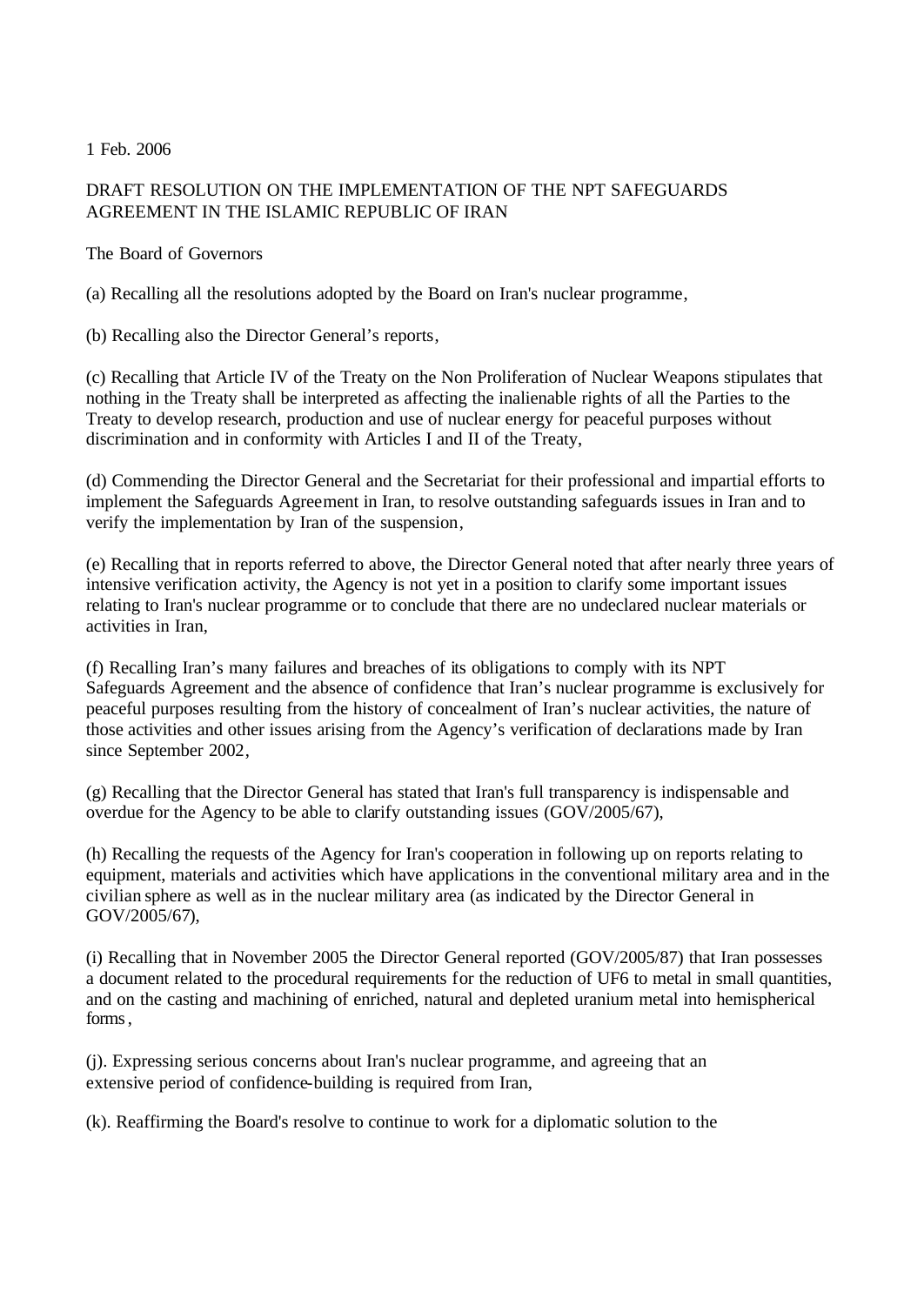1 Feb. 2006

DRAFT RESOLUTION ON THE IMPLEMENTATION OF THE NPT SAFEGUARDS AGREEMENT IN THE ISLAMIC REPUBLIC OF IRAN

The Board of Governors

(a) Recalling all the resolutions adopted by the Board on Iran's nuclear programme,

(b) Recalling also the Director General's reports,

(c) Recalling that Article IV of the Treaty on the Non Proliferation of Nuclear Weapons stipulates that nothing in the Treaty shall be interpreted as affecting the inalienable rights of all the Parties to the Treaty to develop research, production and use of nuclear energy for peaceful purposes without discrimination and in conformity with Articles I and II of the Treaty,

(d) Commending the Director General and the Secretariat for their professional and impartial efforts to implement the Safeguards Agreement in Iran, to resolve outstanding safeguards issues in Iran and to verify the implementation by Iran of the suspension,

(e) Recalling that in reports referred to above, the Director General noted that after nearly three years of intensive verification activity, the Agency is not yet in a position to clarify some important issues relating to Iran's nuclear programme or to conclude that there are no undeclared nuclear materials or activities in Iran,

(f) Recalling Iran's many failures and breaches of its obligations to comply with its NPT Safeguards Agreement and the absence of confidence that Iran's nuclear programme is exclusively for peaceful purposes resulting from the history of concealment of Iran's nuclear activities, the nature of those activities and other issues arising from the Agency's verification of declarations made by Iran since September 2002,

(g) Recalling that the Director General has stated that Iran's full transparency is indispensable and overdue for the Agency to be able to clarify outstanding issues (GOV/2005/67),

(h) Recalling the requests of the Agency for Iran's cooperation in following up on reports relating to equipment, materials and activities which have applications in the conventional military area and in the civilian sphere as well as in the nuclear military area (as indicated by the Director General in GOV/2005/67),

(i) Recalling that in November 2005 the Director General reported (GOV/2005/87) that Iran possesses a document related to the procedural requirements for the reduction of UF6 to metal in small quantities, and on the casting and machining of enriched, natural and depleted uranium metal into hemispherical forms,

(j). Expressing serious concerns about Iran's nuclear programme, and agreeing that an extensive period of confidence-building is required from Iran,

(k). Reaffirming the Board's resolve to continue to work for a diplomatic solution to the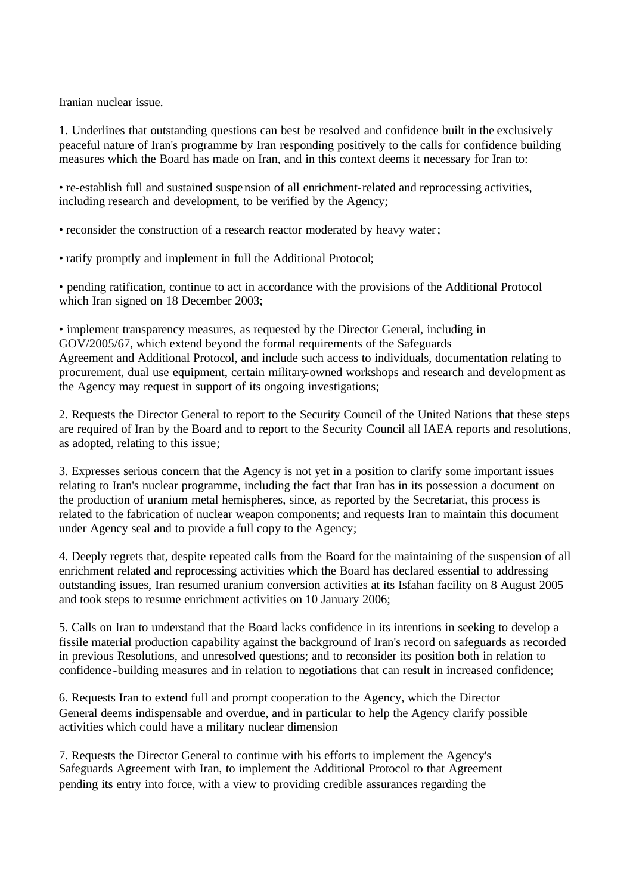Iranian nuclear issue.

1. Underlines that outstanding questions can best be resolved and confidence built in the exclusively peaceful nature of Iran's programme by Iran responding positively to the calls for confidence building measures which the Board has made on Iran, and in this context deems it necessary for Iran to:

• re-establish full and sustained suspension of all enrichment-related and reprocessing activities, including research and development, to be verified by the Agency;

• reconsider the construction of a research reactor moderated by heavy water;

• ratify promptly and implement in full the Additional Protocol;

• pending ratification, continue to act in accordance with the provisions of the Additional Protocol which Iran signed on 18 December 2003;

• implement transparency measures, as requested by the Director General, including in GOV/2005/67, which extend beyond the formal requirements of the Safeguards Agreement and Additional Protocol, and include such access to individuals, documentation relating to procurement, dual use equipment, certain military-owned workshops and research and development as the Agency may request in support of its ongoing investigations;

2. Requests the Director General to report to the Security Council of the United Nations that these steps are required of Iran by the Board and to report to the Security Council all IAEA reports and resolutions, as adopted, relating to this issue;

3. Expresses serious concern that the Agency is not yet in a position to clarify some important issues relating to Iran's nuclear programme, including the fact that Iran has in its possession a document on the production of uranium metal hemispheres, since, as reported by the Secretariat, this process is related to the fabrication of nuclear weapon components; and requests Iran to maintain this document under Agency seal and to provide a full copy to the Agency;

4. Deeply regrets that, despite repeated calls from the Board for the maintaining of the suspension of all enrichment related and reprocessing activities which the Board has declared essential to addressing outstanding issues, Iran resumed uranium conversion activities at its Isfahan facility on 8 August 2005 and took steps to resume enrichment activities on 10 January 2006;

5. Calls on Iran to understand that the Board lacks confidence in its intentions in seeking to develop a fissile material production capability against the background of Iran's record on safeguards as recorded in previous Resolutions, and unresolved questions; and to reconsider its position both in relation to confidence-building measures and in relation to negotiations that can result in increased confidence;

6. Requests Iran to extend full and prompt cooperation to the Agency, which the Director General deems indispensable and overdue, and in particular to help the Agency clarify possible activities which could have a military nuclear dimension

7. Requests the Director General to continue with his efforts to implement the Agency's Safeguards Agreement with Iran, to implement the Additional Protocol to that Agreement pending its entry into force, with a view to providing credible assurances regarding the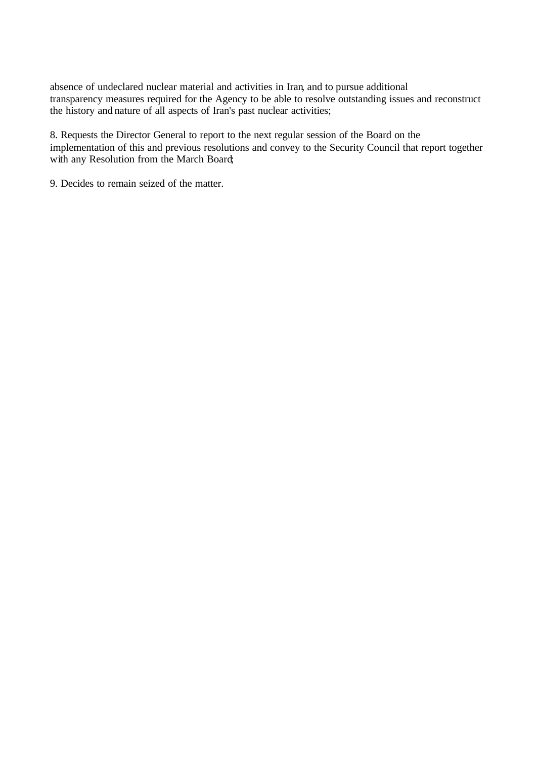absence of undeclared nuclear material and activities in Iran, and to pursue additional transparency measures required for the Agency to be able to resolve outstanding issues and reconstruct the history and nature of all aspects of Iran's past nuclear activities;

8. Requests the Director General to report to the next regular session of the Board on the implementation of this and previous resolutions and convey to the Security Council that report together with any Resolution from the March Board;

9. Decides to remain seized of the matter.